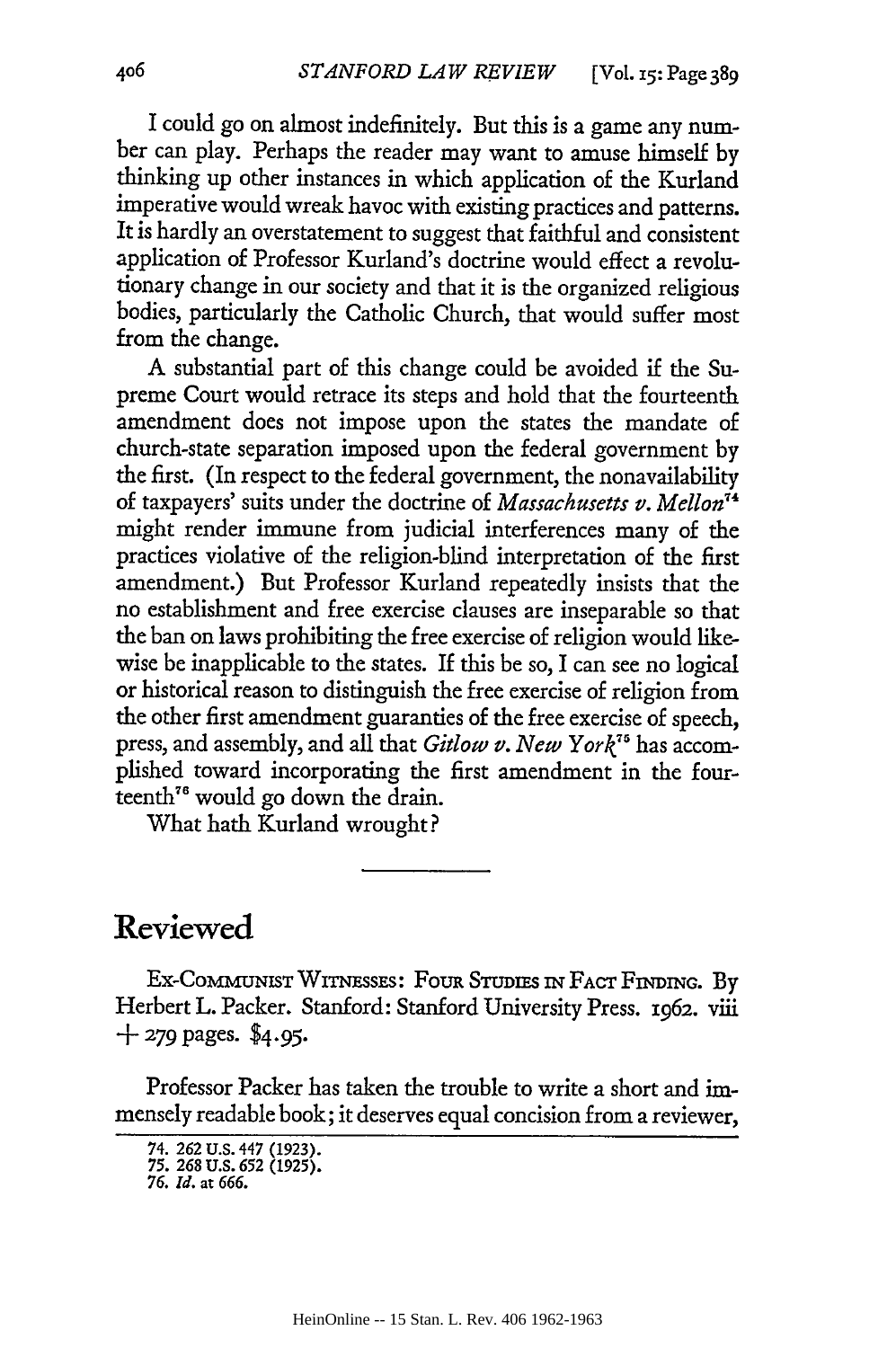I could go on almost indefinitely. But this is a game any number can play. Perhaps the reader may want to amuse himself by thinking up other instances in which application of the Kurland imperative would wreak havoc with existing practices and patterns. It is hardly an overstatement to suggest that faithful and consistent application of Professor Kurland's doctrine would effect a revolutionary change in our society and that it is the organized religious bodies, particularly the Catholic Church, that would suffer most from the change.

A substantial part of this change could be avoided if the Supreme Court would retrace its steps and hold that the fourteenth amendment does not impose upon the states the mandate of church-state separation imposed upon the federal government by the first. (In respect to the federal government, the nonavailability of taxpayers' suits under the doctrine of *Massachusetts v. Mellon*[74] might render immune from judicial interferences many of the practices violative of the religion-blind interpretation of the first amendment.) But Professor Kurland repeatedly insists that the no establishment and free exercise clauses are inseparable so that the ban on laws prohibiting the free exercise of religion would likewise be inapplicable to the states. If this be so, I can see no logical or historical reason to distinguish the free exercise of religion from the other first amendment guaranties of the free exercise of speech, press, and assembly, and all that *Gitlow v. New York*[75] has accomplished toward incorporating the first amendment in the fourteenth[76] would go down the drain.

What hath Kurland wrought?

---

# Reviewed

Ex-Communist Witnesses: Four Studies in Fact Finding. By Herbert L. Packer. Stanford: Stanford University Press. 1962. viii + 279 pages. $4.95.

Professor Packer has taken the trouble to write a short and immensely readable book; it deserves equal concision from a reviewer,

---

74. 262 U.S. 447 (1923).
75. 268 U.S. 652 (1925).
76. *Id.* at 666.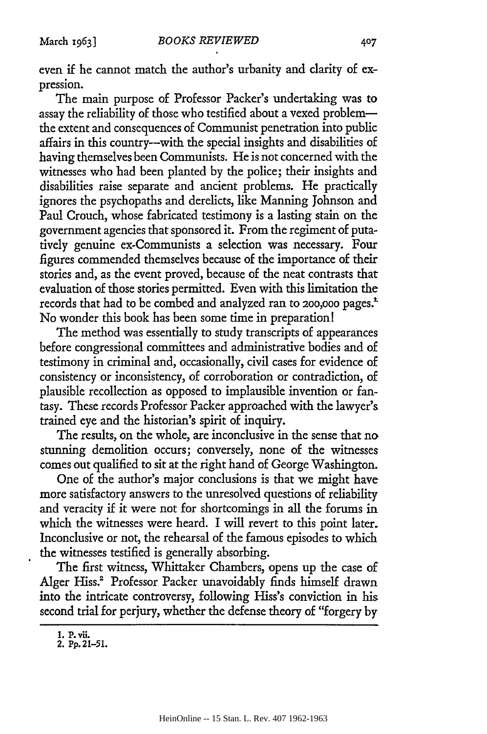even if he cannot match the author's urbanity and clarity of expression.

The main purpose of Professor Packer's undertaking was to assay the reliability of those who testified about a vexed problem—the extent and consequences of Communist penetration into public affairs in this country—with the special insights and disabilities of having themselves been Communists. He is not concerned with the witnesses who had been planted by the police; their insights and disabilities raise separate and ancient problems. He practically ignores the psychopaths and derelicts, like Manning Johnson and Paul Crouch, whose fabricated testimony is a lasting stain on the government agencies that sponsored it. From the regiment of putatively genuine ex-Communists a selection was necessary. Four figures commended themselves because of the importance of their stories and, as the event proved, because of the neat contrasts that evaluation of those stories permitted. Even with this limitation the records that had to be combed and analyzed ran to 200,000 pages.[1] No wonder this book has been some time in preparation!

The method was essentially to study transcripts of appearances before congressional committees and administrative bodies and of testimony in criminal and, occasionally, civil cases for evidence of consistency or inconsistency, of corroboration or contradiction, of plausible recollection as opposed to implausible invention or fantasy. These records Professor Packer approached with the lawyer's trained eye and the historian's spirit of inquiry.

The results, on the whole, are inconclusive in the sense that no stunning demolition occurs; conversely, none of the witnesses comes out qualified to sit at the right hand of George Washington.

One of the author's major conclusions is that we might have more satisfactory answers to the unresolved questions of reliability and veracity if it were not for shortcomings in all the forums in which the witnesses were heard. I will revert to this point later. Inconclusive or not, the rehearsal of the famous episodes to which the witnesses testified is generally absorbing.

The first witness, Whittaker Chambers, opens up the case of Alger Hiss.[2] Professor Packer unavoidably finds himself drawn into the intricate controversy, following Hiss's conviction in his second trial for perjury, whether the defense theory of "forgery by

---

1. P. vii.
2. Pp. 21–51.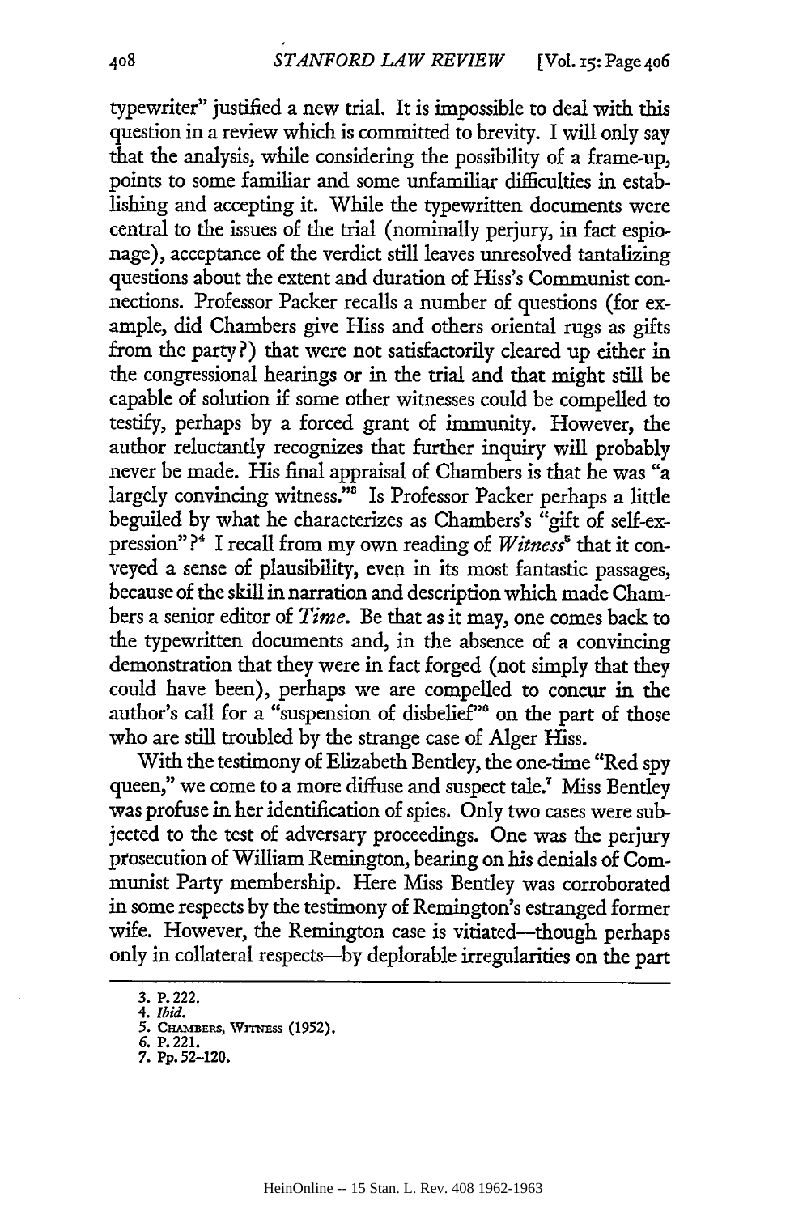typewriter" justified a new trial. It is impossible to deal with this question in a review which is committed to brevity. I will only say that the analysis, while considering the possibility of a frame-up, points to some familiar and some unfamiliar difficulties in establishing and accepting it. While the typewritten documents were central to the issues of the trial (nominally perjury, in fact espionage), acceptance of the verdict still leaves unresolved tantalizing questions about the extent and duration of Hiss's Communist connections. Professor Packer recalls a number of questions (for example, did Chambers give Hiss and others oriental rugs as gifts from the party?) that were not satisfactorily cleared up either in the congressional hearings or in the trial and that might still be capable of solution if some other witnesses could be compelled to testify, perhaps by a forced grant of immunity. However, the author reluctantly recognizes that further inquiry will probably never be made. His final appraisal of Chambers is that he was "a largely convincing witness."[3] Is Professor Packer perhaps a little beguiled by what he characterizes as Chambers's "gift of self-expression"?[4] I recall from my own reading of *Witness*[5] that it conveyed a sense of plausibility, even in its most fantastic passages, because of the skill in narration and description which made Chambers a senior editor of *Time*. Be that as it may, one comes back to the typewritten documents and, in the absence of a convincing demonstration that they were in fact forged (not simply that they could have been), perhaps we are compelled to concur in the author's call for a "suspension of disbelief"[6] on the part of those who are still troubled by the strange case of Alger Hiss.

With the testimony of Elizabeth Bentley, the one-time "Red spy queen," we come to a more diffuse and suspect tale.[7] Miss Bentley was profuse in her identification of spies. Only two cases were subjected to the test of adversary proceedings. One was the perjury prosecution of William Remington, bearing on his denials of Communist Party membership. Here Miss Bentley was corroborated in some respects by the testimony of Remington's estranged former wife. However, the Remington case is vitiated—though perhaps only in collateral respects—by deplorable irregularities on the part

3. P. 222.
4. *Ibid.*
5. CHAMBERS, WITNESS (1952).
6. P. 221.
7. Pp. 52–120.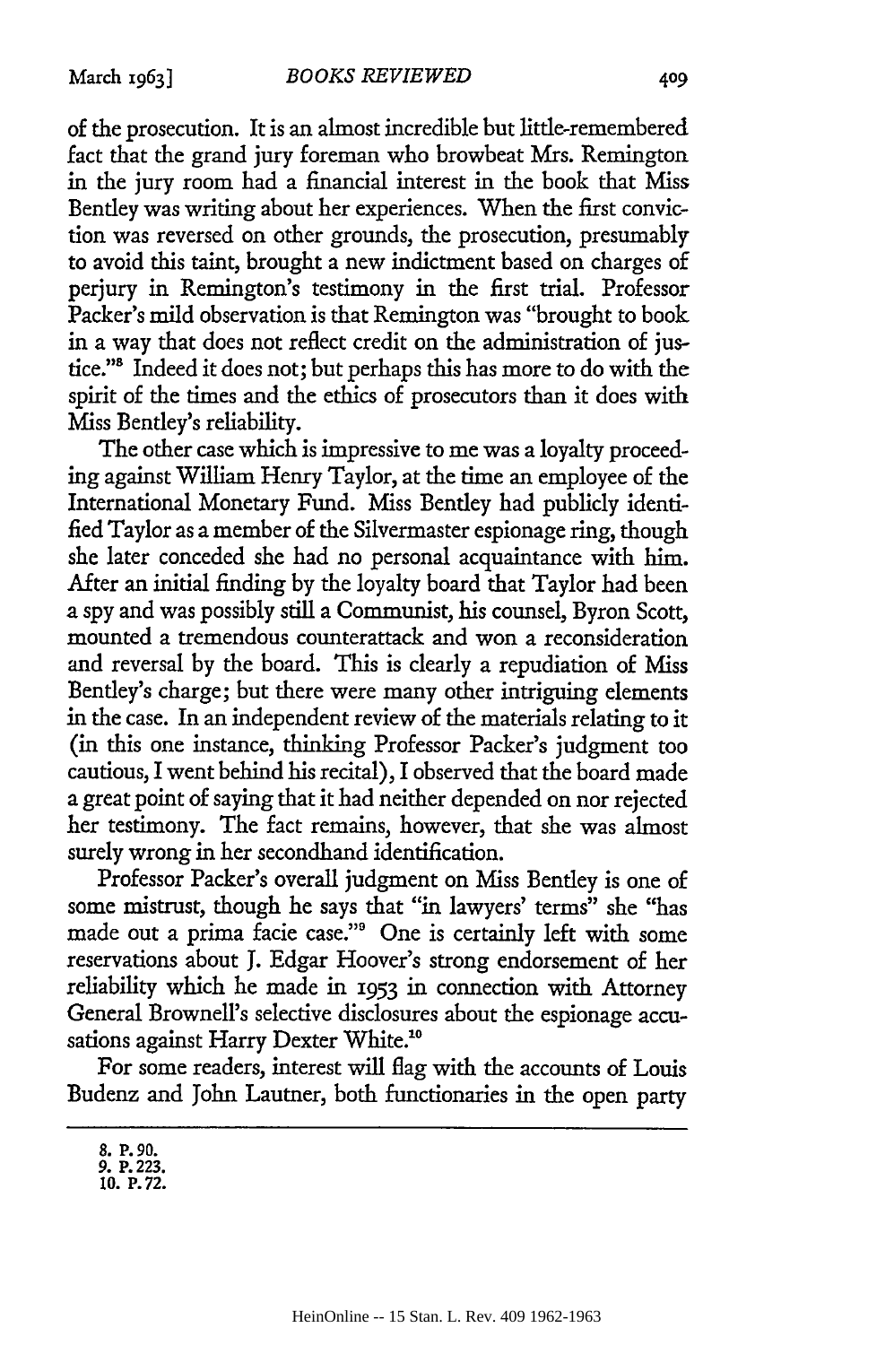of the prosecution. It is an almost incredible but little-remembered fact that the grand jury foreman who browbeat Mrs. Remington in the jury room had a financial interest in the book that Miss Bentley was writing about her experiences. When the first conviction was reversed on other grounds, the prosecution, presumably to avoid this taint, brought a new indictment based on charges of perjury in Remington's testimony in the first trial. Professor Packer's mild observation is that Remington was "brought to book in a way that does not reflect credit on the administration of justice."[8] Indeed it does not; but perhaps this has more to do with the spirit of the times and the ethics of prosecutors than it does with Miss Bentley's reliability.

The other case which is impressive to me was a loyalty proceeding against William Henry Taylor, at the time an employee of the International Monetary Fund. Miss Bentley had publicly identified Taylor as a member of the Silvermaster espionage ring, though she later conceded she had no personal acquaintance with him. After an initial finding by the loyalty board that Taylor had been a spy and was possibly still a Communist, his counsel, Byron Scott, mounted a tremendous counterattack and won a reconsideration and reversal by the board. This is clearly a repudiation of Miss Bentley's charge; but there were many other intriguing elements in the case. In an independent review of the materials relating to it (in this one instance, thinking Professor Packer's judgment too cautious, I went behind his recital), I observed that the board made a great point of saying that it had neither depended on nor rejected her testimony. The fact remains, however, that she was almost surely wrong in her secondhand identification.

Professor Packer's overall judgment on Miss Bentley is one of some mistrust, though he says that "in lawyers' terms" she "has made out a prima facie case."[9] One is certainly left with some reservations about J. Edgar Hoover's strong endorsement of her reliability which he made in 1953 in connection with Attorney General Brownell's selective disclosures about the espionage accusations against Harry Dexter White.[10]

For some readers, interest will flag with the accounts of Louis Budenz and John Lautner, both functionaries in the open party

---

8. P. 90.
9. P. 223.
10. P. 72.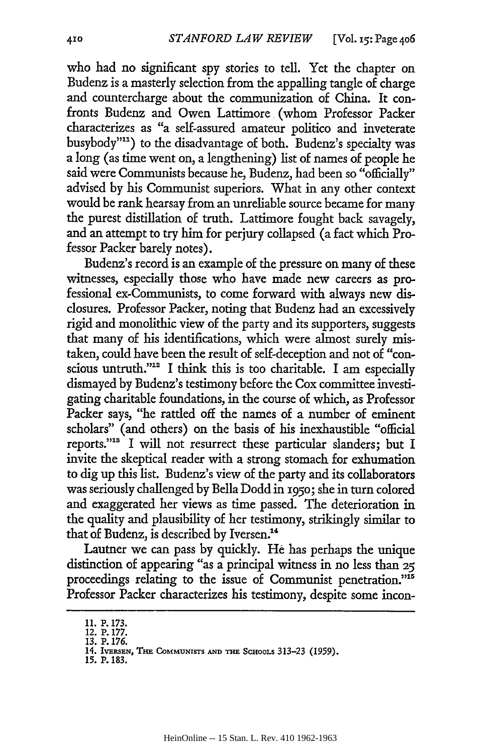who had no significant spy stories to tell. Yet the chapter on Budenz is a masterly selection from the appalling tangle of charge and countercharge about the communization of China. It confronts Budenz and Owen Lattimore (whom Professor Packer characterizes as "a self-assured amateur politico and inveterate busybody"[11]) to the disadvantage of both. Budenz's specialty was a long (as time went on, a lengthening) list of names of people he said were Communists because he, Budenz, had been so "officially" advised by his Communist superiors. What in any other context would be rank hearsay from an unreliable source became for many the purest distillation of truth. Lattimore fought back savagely, and an attempt to try him for perjury collapsed (a fact which Professor Packer barely notes).

Budenz's record is an example of the pressure on many of these witnesses, especially those who have made new careers as professional ex-Communists, to come forward with always new disclosures. Professor Packer, noting that Budenz had an excessively rigid and monolithic view of the party and its supporters, suggests that many of his identifications, which were almost surely mistaken, could have been the result of self-deception and not of "conscious untruth."[12] I think this is too charitable. I am especially dismayed by Budenz's testimony before the Cox committee investigating charitable foundations, in the course of which, as Professor Packer says, "he rattled off the names of a number of eminent scholars" (and others) on the basis of his inexhaustible "official reports."[13] I will not resurrect these particular slanders; but I invite the skeptical reader with a strong stomach for exhumation to dig up this list. Budenz's view of the party and its collaborators was seriously challenged by Bella Dodd in 1950; she in turn colored and exaggerated her views as time passed. The deterioration in the quality and plausibility of her testimony, strikingly similar to that of Budenz, is described by Iversen.[14]

Lautner we can pass by quickly. He has perhaps the unique distinction of appearing "as a principal witness in no less than 25 proceedings relating to the issue of Communist penetration."[15] Professor Packer characterizes his testimony, despite some incon-

---

11. P. 173.
12. P. 177.
13. P. 176.
14. IVERSEN, THE COMMUNISTS AND THE SCHOOLS 313–23 (1959).
15. P. 183.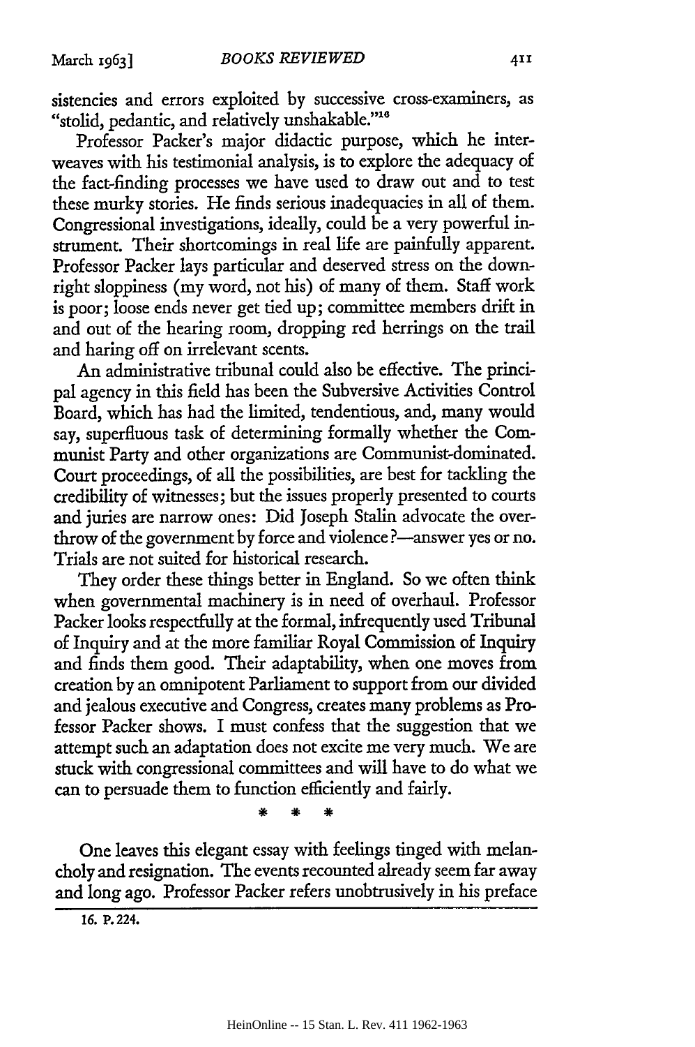sistencies and errors exploited by successive cross-examiners, as "stolid, pedantic, and relatively unshakable."[16]

Professor Packer's major didactic purpose, which he interweaves with his testimonial analysis, is to explore the adequacy of the fact-finding processes we have used to draw out and to test these murky stories. He finds serious inadequacies in all of them. Congressional investigations, ideally, could be a very powerful instrument. Their shortcomings in real life are painfully apparent. Professor Packer lays particular and deserved stress on the downright sloppiness (my word, not his) of many of them. Staff work is poor; loose ends never get tied up; committee members drift in and out of the hearing room, dropping red herrings on the trail and haring off on irrelevant scents.

An administrative tribunal could also be effective. The principal agency in this field has been the Subversive Activities Control Board, which has had the limited, tendentious, and, many would say, superfluous task of determining formally whether the Communist Party and other organizations are Communist-dominated. Court proceedings, of all the possibilities, are best for tackling the credibility of witnesses; but the issues properly presented to courts and juries are narrow ones: Did Joseph Stalin advocate the overthrow of the government by force and violence?—answer yes or no. Trials are not suited for historical research.

They order these things better in England. So we often think when governmental machinery is in need of overhaul. Professor Packer looks respectfully at the formal, infrequently used Tribunal of Inquiry and at the more familiar Royal Commission of Inquiry and finds them good. Their adaptability, when one moves from creation by an omnipotent Parliament to support from our divided and jealous executive and Congress, creates many problems as Professor Packer shows. I must confess that the suggestion that we attempt such an adaptation does not excite me very much. We are stuck with congressional committees and will have to do what we can to persuade them to function efficiently and fairly.

\* \* \*

One leaves this elegant essay with feelings tinged with melancholy and resignation. The events recounted already seem far away and long ago. Professor Packer refers unobtrusively in his preface

16. P. 224.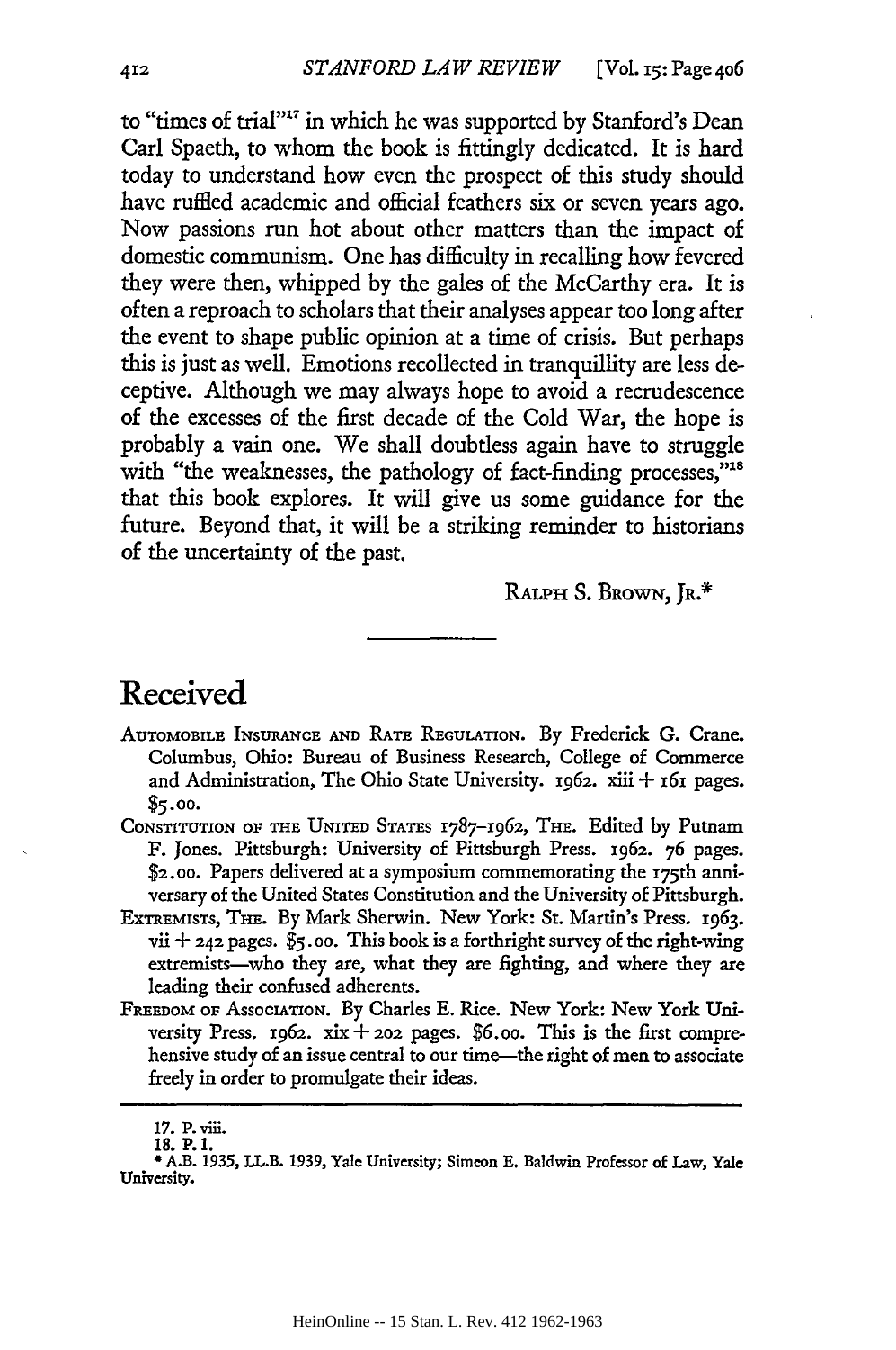to "times of trial"[17] in which he was supported by Stanford's Dean Carl Spaeth, to whom the book is fittingly dedicated. It is hard today to understand how even the prospect of this study should have ruffled academic and official feathers six or seven years ago. Now passions run hot about other matters than the impact of domestic communism. One has difficulty in recalling how fevered they were then, whipped by the gales of the McCarthy era. It is often a reproach to scholars that their analyses appear too long after the event to shape public opinion at a time of crisis. But perhaps this is just as well. Emotions recollected in tranquillity are less deceptive. Although we may always hope to avoid a recrudescence of the excesses of the first decade of the Cold War, the hope is probably a vain one. We shall doubtless again have to struggle with "the weaknesses, the pathology of fact-finding processes,"[18] that this book explores. It will give us some guidance for the future. Beyond that, it will be a striking reminder to historians of the uncertainty of the past.

RALPH S. BROWN, JR.*

# Received

AUTOMOBILE INSURANCE AND RATE REGULATION. By Frederick G. Crane. Columbus, Ohio: Bureau of Business Research, College of Commerce and Administration, The Ohio State University. 1962. xiii + 161 pages. $5.00.

CONSTITUTION OF THE UNITED STATES 1787–1962, THE. Edited by Putnam F. Jones. Pittsburgh: University of Pittsburgh Press. 1962. 76 pages. $2.00. Papers delivered at a symposium commemorating the 175th anniversary of the United States Constitution and the University of Pittsburgh.

EXTREMISTS, THE. By Mark Sherwin. New York: St. Martin's Press. 1963. vii + 242 pages. $5.00. This book is a forthright survey of the right-wing extremists—who they are, what they are fighting, and where they are leading their confused adherents.

FREEDOM OF ASSOCIATION. By Charles E. Rice. New York: New York University Press. 1962. xix + 202 pages. $6.00. This is the first comprehensive study of an issue central to our time—the right of men to associate freely in order to promulgate their ideas.

---

17. P. viii.

18. P. 1.

* A.B. 1935, LL.B. 1939, Yale University; Simeon E. Baldwin Professor of Law, Yale University.